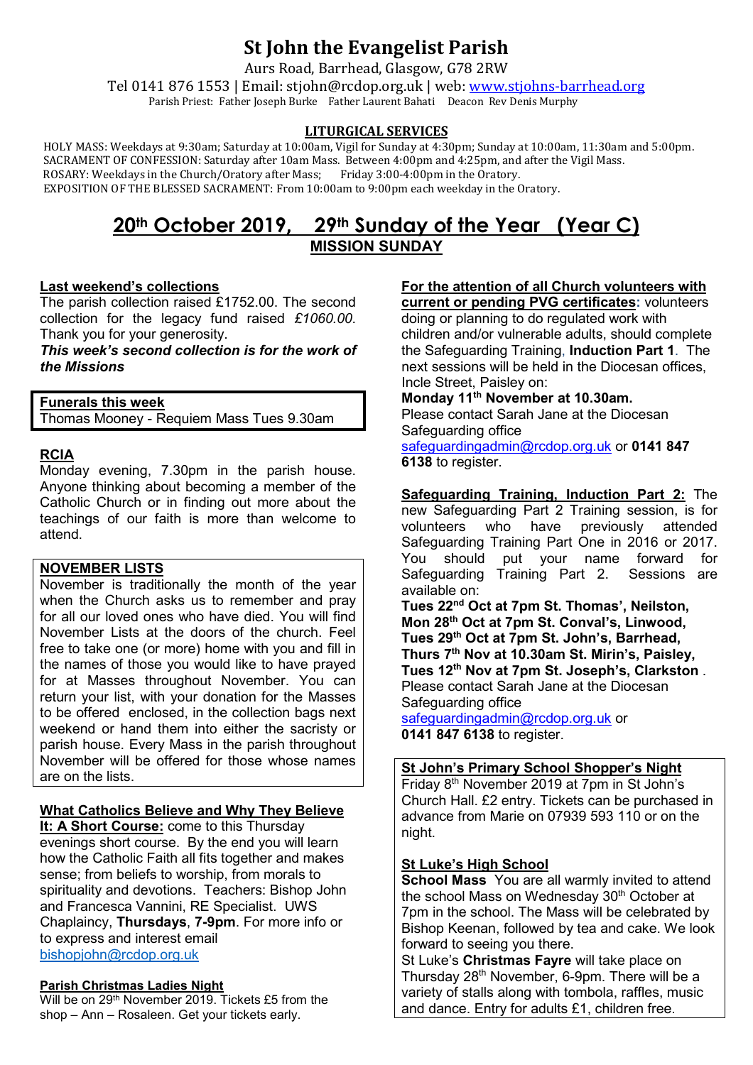# St John the Evangelist Parish

Aurs Road, Barrhead, Glasgow, G78 2RW

Tel 0141 876 1553 | Email: stjohn@rcdop.org.uk | web: www.stjohns-barrhead.org

Parish Priest: Father Joseph Burke Father Laurent Bahati Deacon Rev Denis Murphy

**LITURGICAL SERVICES**

HOLY MASS: Weekdays at 9:30am; Saturday at 10:00am, Vigil for Sunday at 4:30pm; Sunday at 10:00am, 11:30am and 5:00pm.
SACRAMENT OF CONFESSION: Saturday after 10am Mass. Between 4:00pm and 4:25pm, and after the Vigil Mass.
ROSARY: Weekdays in the Church/Oratory after Mass; Friday 3:00-4:00pm in the Oratory.
EXPOSITION OF THE BLESSED SACRAMENT: From 10:00am to 9:00pm each weekday in the Oratory.

## 20th October 2019, 29th Sunday of the Year (Year C)

**MISSION SUNDAY**

**Last weekend's collections**

The parish collection raised £1752.00. The second collection for the legacy fund raised *£1060.00*. Thank you for your generosity.

***This week's second collection is for the work of the Missions***

**Funerals this week**

Thomas Mooney - Requiem Mass Tues 9.30am

**RCIA**

Monday evening, 7.30pm in the parish house. Anyone thinking about becoming a member of the Catholic Church or in finding out more about the teachings of our faith is more than welcome to attend.

**NOVEMBER LISTS**

November is traditionally the month of the year when the Church asks us to remember and pray for all our loved ones who have died. You will find November Lists at the doors of the church. Feel free to take one (or more) home with you and fill in the names of those you would like to have prayed for at Masses throughout November. You can return your list, with your donation for the Masses to be offered enclosed, in the collection bags next weekend or hand them into either the sacristy or parish house. Every Mass in the parish throughout November will be offered for those whose names are on the lists.

**What Catholics Believe and Why They Believe It: A Short Course:** come to this Thursday evenings short course. By the end you will learn how the Catholic Faith all fits together and makes sense; from beliefs to worship, from morals to spirituality and devotions. Teachers: Bishop John and Francesca Vannini, RE Specialist. UWS Chaplaincy, **Thursdays**, **7-9pm**. For more info or to express and interest email bishopjohn@rcdop.org.uk

**Parish Christmas Ladies Night**

Will be on 29th November 2019. Tickets £5 from the shop – Ann – Rosaleen. Get your tickets early.

**For the attention of all Church volunteers with current or pending PVG certificates:** volunteers doing or planning to do regulated work with children and/or vulnerable adults, should complete the Safeguarding Training, **Induction Part 1**. The next sessions will be held in the Diocesan offices, Incle Street, Paisley on:

**Monday 11th November at 10.30am.**

Please contact Sarah Jane at the Diocesan Safeguarding office safeguardingadmin@rcdop.org.uk or **0141 847 6138** to register.

**Safeguarding Training, Induction Part 2:** The new Safeguarding Part 2 Training session, is for volunteers who have previously attended Safeguarding Training Part One in 2016 or 2017. You should put your name forward for Safeguarding Training Part 2. Sessions are available on:

**Tues 22nd Oct at 7pm St. Thomas', Neilston,**
**Mon 28th Oct at 7pm St. Conval's, Linwood,**
**Tues 29th Oct at 7pm St. John's, Barrhead,**
**Thurs 7th Nov at 10.30am St. Mirin's, Paisley,**
**Tues 12th Nov at 7pm St. Joseph's, Clarkston** .

Please contact Sarah Jane at the Diocesan Safeguarding office safeguardingadmin@rcdop.org.uk or **0141 847 6138** to register.

**St John's Primary School Shopper's Night**

Friday 8th November 2019 at 7pm in St John's Church Hall. £2 entry. Tickets can be purchased in advance from Marie on 07939 593 110 or on the night.

**St Luke's High School**

**School Mass** You are all warmly invited to attend the school Mass on Wednesday 30th October at 7pm in the school. The Mass will be celebrated by Bishop Keenan, followed by tea and cake. We look forward to seeing you there.

St Luke's **Christmas Fayre** will take place on Thursday 28th November, 6-9pm. There will be a variety of stalls along with tombola, raffles, music and dance. Entry for adults £1, children free.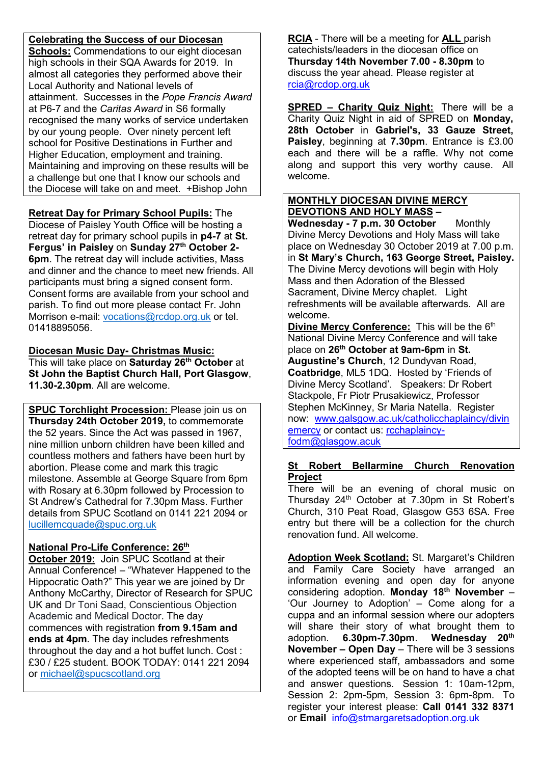**Celebrating the Success of our Diocesan Schools:** Commendations to our eight diocesan high schools in their SQA Awards for 2019. In almost all categories they performed above their Local Authority and National levels of attainment. Successes in the *Pope Francis Award* at P6-7 and the *Caritas Award* in S6 formally recognised the many works of service undertaken by our young people. Over ninety percent left school for Positive Destinations in Further and Higher Education, employment and training. Maintaining and improving on these results will be a challenge but one that I know our schools and the Diocese will take on and meet. +Bishop John

**Retreat Day for Primary School Pupils:** The Diocese of Paisley Youth Office will be hosting a retreat day for primary school pupils in **p4-7** at **St. Fergus' in Paisley** on **Sunday 27th October 2-6pm**. The retreat day will include activities, Mass and dinner and the chance to meet new friends. All participants must bring a signed consent form. Consent forms are available from your school and parish. To find out more please contact Fr. John Morrison e-mail: vocations@rcdop.org.uk or tel. 01418895056.

**Diocesan Music Day- Christmas Music:** This will take place on **Saturday 26th October** at **St John the Baptist Church Hall, Port Glasgow**, **11.30-2.30pm**. All are welcome.

**SPUC Torchlight Procession:** Please join us on **Thursday 24th October 2019,** to commemorate the 52 years. Since the Act was passed in 1967, nine million unborn children have been killed and countless mothers and fathers have been hurt by abortion. Please come and mark this tragic milestone. Assemble at George Square from 6pm with Rosary at 6.30pm followed by Procession to St Andrew's Cathedral for 7.30pm Mass. Further details from SPUC Scotland on 0141 221 2094 or lucillemcquade@spuc.org.uk

**National Pro-Life Conference: 26th October 2019:** Join SPUC Scotland at their Annual Conference! – "Whatever Happened to the Hippocratic Oath?" This year we are joined by Dr Anthony McCarthy, Director of Research for SPUC UK and Dr Toni Saad, Conscientious Objection Academic and Medical Doctor. The day commences with registration **from 9.15am and ends at 4pm**. The day includes refreshments throughout the day and a hot buffet lunch. Cost : £30 / £25 student. BOOK TODAY: 0141 221 2094 or michael@spucscotland.org

**RCIA** - There will be a meeting for **ALL** parish catechists/leaders in the diocesan office on **Thursday 14th November 7.00 - 8.30pm** to discuss the year ahead. Please register at rcia@rcdop.org.uk

**SPRED – Charity Quiz Night:** There will be a Charity Quiz Night in aid of SPRED on **Monday, 28th October** in **Gabriel's, 33 Gauze Street, Paisley**, beginning at **7.30pm**. Entrance is £3.00 each and there will be a raffle. Why not come along and support this very worthy cause. All welcome.

**MONTHLY DIOCESAN DIVINE MERCY DEVOTIONS AND HOLY MASS –**
**Wednesday - 7 p.m. 30 October** Monthly Divine Mercy Devotions and Holy Mass will take place on Wednesday 30 October 2019 at 7.00 p.m. in **St Mary's Church, 163 George Street, Paisley.** The Divine Mercy devotions will begin with Holy Mass and then Adoration of the Blessed Sacrament, Divine Mercy chaplet. Light refreshments will be available afterwards. All are welcome.

**Divine Mercy Conference:** This will be the 6th National Divine Mercy Conference and will take place on **26th October at 9am-6pm** in **St. Augustine's Church**, 12 Dundyvan Road, **Coatbridge**, ML5 1DQ. Hosted by 'Friends of Divine Mercy Scotland'. Speakers: Dr Robert Stackpole, Fr Piotr Prusakiewicz, Professor Stephen McKinney, Sr Maria Natella. Register now: www.galsgow.ac.uk/catholicchaplaincy/divinemercy or contact us: rcchaplaincy-fodm@glasgow.acuk

**St Robert Bellarmine Church Renovation Project**
There will be an evening of choral music on Thursday 24th October at 7.30pm in St Robert's Church, 310 Peat Road, Glasgow G53 6SA. Free entry but there will be a collection for the church renovation fund. All welcome.

**Adoption Week Scotland:** St. Margaret's Children and Family Care Society have arranged an information evening and open day for anyone considering adoption. **Monday 18th November** – 'Our Journey to Adoption' – Come along for a cuppa and an informal session where our adopters will share their story of what brought them to adoption. **6.30pm-7.30pm**. **Wednesday 20th November – Open Day** – There will be 3 sessions where experienced staff, ambassadors and some of the adopted teens will be on hand to have a chat and answer questions. Session 1: 10am-12pm, Session 2: 2pm-5pm, Session 3: 6pm-8pm. To register your interest please: **Call 0141 332 8371** or **Email** info@stmargaretsadoption.org.uk